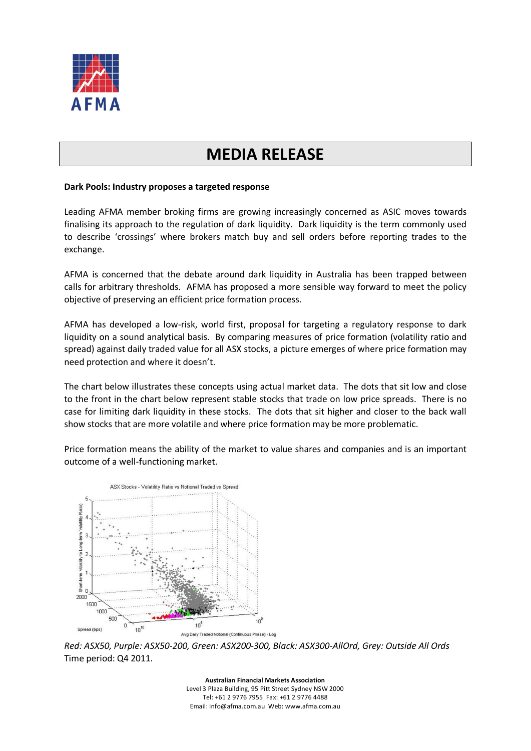# MEDIA RELEASE

**Dark Pools: Industry proposes a targeted response**

Leading AFMA member broking firms are growing increasingly concerned as ASIC moves towards finalising its approach to the regulation of dark liquidity. Dark liquidity is the term commonly used to describe 'crossings' where brokers match buy and sell orders before reporting trades to the exchange.

AFMA is concerned that the debate around dark liquidity in Australia has been trapped between calls for arbitrary thresholds. AFMA has proposed a more sensible way forward to meet the policy objective of preserving an efficient price formation process.

AFMA has developed a low-risk, world first, proposal for targeting a regulatory response to dark liquidity on a sound analytical basis. By comparing measures of price formation (volatility ratio and spread) against daily traded value for all ASX stocks, a picture emerges of where price formation may need protection and where it doesn't.

The chart below illustrates these concepts using actual market data. The dots that sit low and close to the front in the chart below represent stable stocks that trade on low price spreads. There is no case for limiting dark liquidity in these stocks. The dots that sit higher and closer to the back wall show stocks that are more volatile and where price formation may be more problematic.

Price formation means the ability of the market to value shares and companies and is an important outcome of a well-functioning market.

ASX Stocks - Volatility Ratio vs Notional Traded vs Spread

*Red: ASX50, Purple: ASX50-200, Green: ASX200-300, Black: ASX300-AllOrd, Grey: Outside All Ords*
Time period: Q4 2011.

**Australian Financial Markets Association**
Level 3 Plaza Building, 95 Pitt Street Sydney NSW 2000
Tel: +61 2 9776 7955 Fax: +61 2 9776 4488
Email: info@afma.com.au Web: www.afma.com.au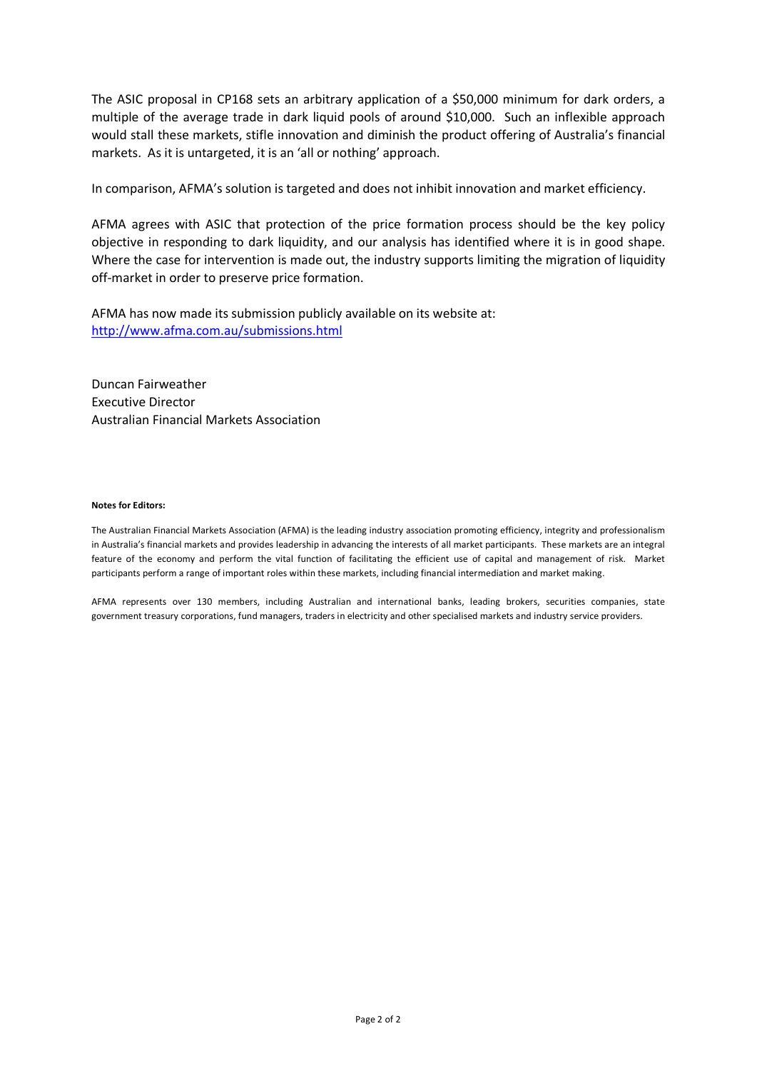The ASIC proposal in CP168 sets an arbitrary application of a $50,000 minimum for dark orders, a multiple of the average trade in dark liquid pools of around $10,000. Such an inflexible approach would stall these markets, stifle innovation and diminish the product offering of Australia's financial markets. As it is untargeted, it is an 'all or nothing' approach.

In comparison, AFMA's solution is targeted and does not inhibit innovation and market efficiency.

AFMA agrees with ASIC that protection of the price formation process should be the key policy objective in responding to dark liquidity, and our analysis has identified where it is in good shape. Where the case for intervention is made out, the industry supports limiting the migration of liquidity off-market in order to preserve price formation.

AFMA has now made its submission publicly available on its website at:
http://www.afma.com.au/submissions.html

Duncan Fairweather
Executive Director
Australian Financial Markets Association

**Notes for Editors:**

The Australian Financial Markets Association (AFMA) is the leading industry association promoting efficiency, integrity and professionalism in Australia's financial markets and provides leadership in advancing the interests of all market participants. These markets are an integral feature of the economy and perform the vital function of facilitating the efficient use of capital and management of risk. Market participants perform a range of important roles within these markets, including financial intermediation and market making.

AFMA represents over 130 members, including Australian and international banks, leading brokers, securities companies, state government treasury corporations, fund managers, traders in electricity and other specialised markets and industry service providers.